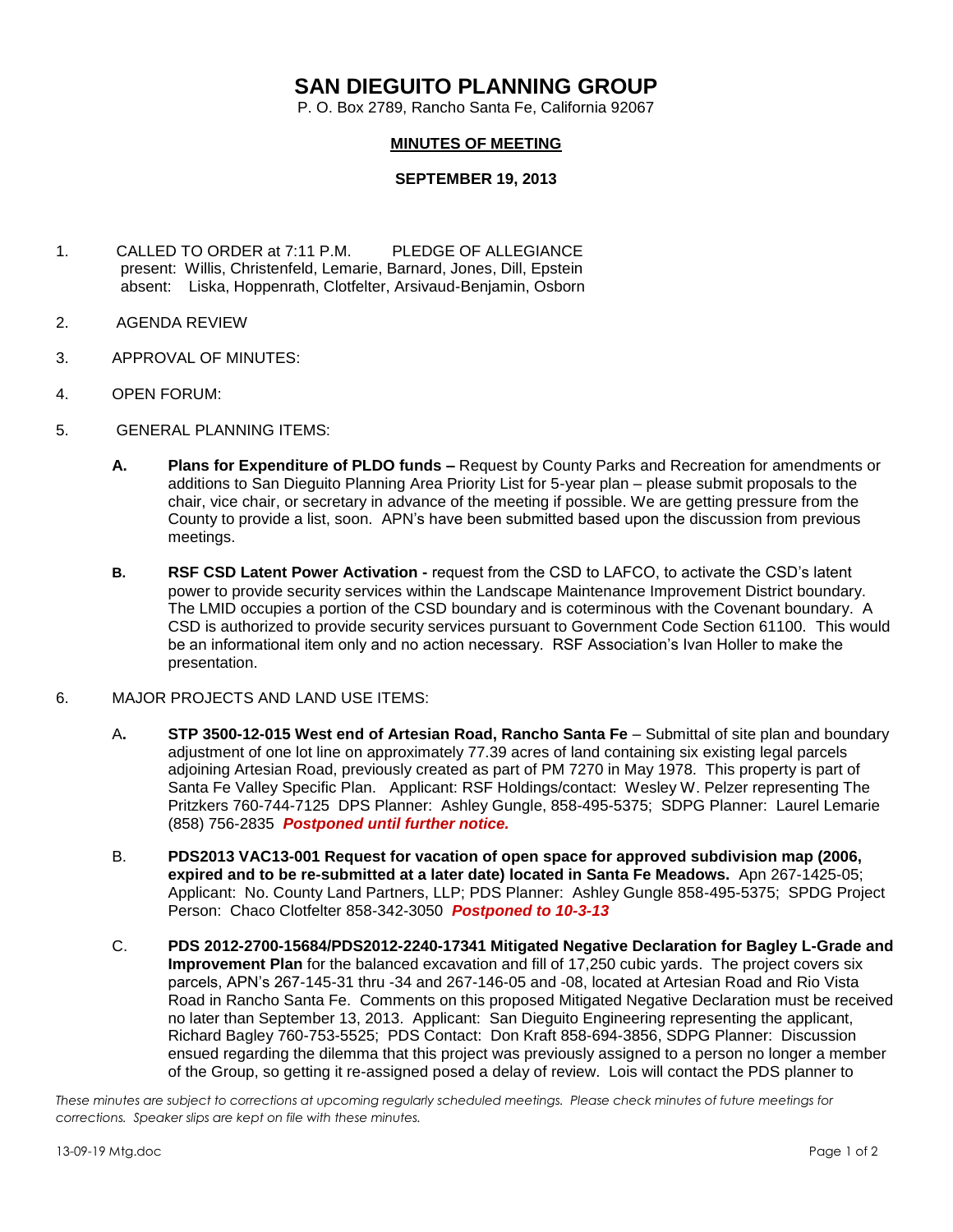# SAN DIEGUITO PLANNING GROUP

P. O. Box 2789, Rancho Santa Fe, California 92067

## MINUTES OF MEETING

### SEPTEMBER 19, 2013

1. CALLED TO ORDER at 7:11 P.M. PLEDGE OF ALLEGIANCE
   present: Willis, Christenfeld, Lemarie, Barnard, Jones, Dill, Epstein
   absent: Liska, Hoppenrath, Clotfelter, Arsivaud-Benjamin, Osborn

2. AGENDA REVIEW

3. APPROVAL OF MINUTES:

4. OPEN FORUM:

5. GENERAL PLANNING ITEMS:

   **A. Plans for Expenditure of PLDO funds –** Request by County Parks and Recreation for amendments or additions to San Dieguito Planning Area Priority List for 5-year plan – please submit proposals to the chair, vice chair, or secretary in advance of the meeting if possible. We are getting pressure from the County to provide a list, soon. APN's have been submitted based upon the discussion from previous meetings.

   **B. RSF CSD Latent Power Activation -** request from the CSD to LAFCO, to activate the CSD's latent power to provide security services within the Landscape Maintenance Improvement District boundary. The LMID occupies a portion of the CSD boundary and is coterminous with the Covenant boundary. A CSD is authorized to provide security services pursuant to Government Code Section 61100. This would be an informational item only and no action necessary. RSF Association's Ivan Holler to make the presentation.

6. MAJOR PROJECTS AND LAND USE ITEMS:

   A**. STP 3500-12-015 West end of Artesian Road, Rancho Santa Fe** – Submittal of site plan and boundary adjustment of one lot line on approximately 77.39 acres of land containing six existing legal parcels adjoining Artesian Road, previously created as part of PM 7270 in May 1978. This property is part of Santa Fe Valley Specific Plan. Applicant: RSF Holdings/contact: Wesley W. Pelzer representing The Pritzkers 760-744-7125 DPS Planner: Ashley Gungle, 858-495-5375; SDPG Planner: Laurel Lemarie (858) 756-2835 ***Postponed until further notice.***

   B. **PDS2013 VAC13-001 Request for vacation of open space for approved subdivision map (2006, expired and to be re-submitted at a later date) located in Santa Fe Meadows.** Apn 267-1425-05; Applicant: No. County Land Partners, LLP; PDS Planner: Ashley Gungle 858-495-5375; SPDG Project Person: Chaco Clotfelter 858-342-3050 ***Postponed to 10-3-13***

   C. **PDS 2012-2700-15684/PDS2012-2240-17341 Mitigated Negative Declaration for Bagley L-Grade and Improvement Plan** for the balanced excavation and fill of 17,250 cubic yards. The project covers six parcels, APN's 267-145-31 thru -34 and 267-146-05 and -08, located at Artesian Road and Rio Vista Road in Rancho Santa Fe. Comments on this proposed Mitigated Negative Declaration must be received no later than September 13, 2013. Applicant: San Dieguito Engineering representing the applicant, Richard Bagley 760-753-5525; PDS Contact: Don Kraft 858-694-3856, SDPG Planner: Discussion ensued regarding the dilemma that this project was previously assigned to a person no longer a member of the Group, so getting it re-assigned posed a delay of review. Lois will contact the PDS planner to

*These minutes are subject to corrections at upcoming regularly scheduled meetings. Please check minutes of future meetings for corrections. Speaker slips are kept on file with these minutes.*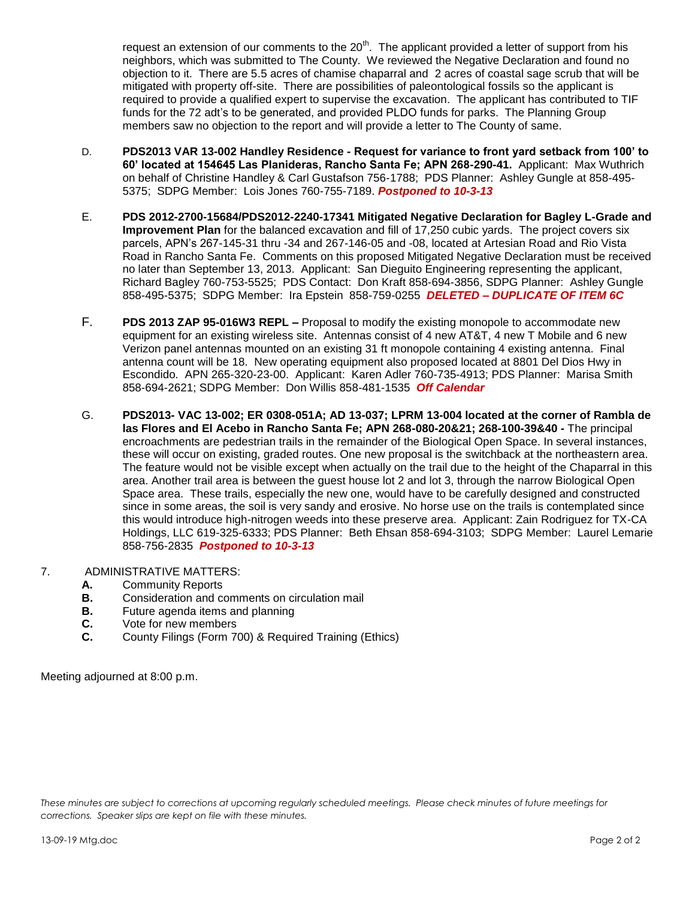request an extension of our comments to the 20th. The applicant provided a letter of support from his neighbors, which was submitted to The County. We reviewed the Negative Declaration and found no objection to it. There are 5.5 acres of chamise chaparral and 2 acres of coastal sage scrub that will be mitigated with property off-site. There are possibilities of paleontological fossils so the applicant is required to provide a qualified expert to supervise the excavation. The applicant has contributed to TIF funds for the 72 adt's to be generated, and provided PLDO funds for parks. The Planning Group members saw no objection to the report and will provide a letter to The County of same.

D. **PDS2013 VAR 13-002 Handley Residence - Request for variance to front yard setback from 100' to 60' located at 154645 Las Planideras, Rancho Santa Fe; APN 268-290-41.** Applicant: Max Wuthrich on behalf of Christine Handley & Carl Gustafson 756-1788; PDS Planner: Ashley Gungle at 858-495-5375; SDPG Member: Lois Jones 760-755-7189. ***Postponed to 10-3-13***

E. **PDS 2012-2700-15684/PDS2012-2240-17341 Mitigated Negative Declaration for Bagley L-Grade and Improvement Plan** for the balanced excavation and fill of 17,250 cubic yards. The project covers six parcels, APN's 267-145-31 thru -34 and 267-146-05 and -08, located at Artesian Road and Rio Vista Road in Rancho Santa Fe. Comments on this proposed Mitigated Negative Declaration must be received no later than September 13, 2013. Applicant: San Dieguito Engineering representing the applicant, Richard Bagley 760-753-5525; PDS Contact: Don Kraft 858-694-3856, SDPG Planner: Ashley Gungle 858-495-5375; SDPG Member: Ira Epstein 858-759-0255 ***DELETED – DUPLICATE OF ITEM 6C***

F. **PDS 2013 ZAP 95-016W3 REPL –** Proposal to modify the existing monopole to accommodate new equipment for an existing wireless site. Antennas consist of 4 new AT&T, 4 new T Mobile and 6 new Verizon panel antennas mounted on an existing 31 ft monopole containing 4 existing antenna. Final antenna count will be 18. New operating equipment also proposed located at 8801 Del Dios Hwy in Escondido. APN 265-320-23-00. Applicant: Karen Adler 760-735-4913; PDS Planner: Marisa Smith 858-694-2621; SDPG Member: Don Willis 858-481-1535 ***Off Calendar***

G. **PDS2013- VAC 13-002; ER 0308-051A; AD 13-037; LPRM 13-004 located at the corner of Rambla de las Flores and El Acebo in Rancho Santa Fe; APN 268-080-20&21; 268-100-39&40 -** The principal encroachments are pedestrian trails in the remainder of the Biological Open Space. In several instances, these will occur on existing, graded routes. One new proposal is the switchback at the northeastern area. The feature would not be visible except when actually on the trail due to the height of the Chaparral in this area. Another trail area is between the guest house lot 2 and lot 3, through the narrow Biological Open Space area. These trails, especially the new one, would have to be carefully designed and constructed since in some areas, the soil is very sandy and erosive. No horse use on the trails is contemplated since this would introduce high-nitrogen weeds into these preserve area. Applicant: Zain Rodriguez for TX-CA Holdings, LLC 619-325-6333; PDS Planner: Beth Ehsan 858-694-3103; SDPG Member: Laurel Lemarie 858-756-2835 ***Postponed to 10-3-13***

7. ADMINISTRATIVE MATTERS:
   - **A.** Community Reports
   - **B.** Consideration and comments on circulation mail
   - **B.** Future agenda items and planning
   - **C.** Vote for new members
   - **C.** County Filings (Form 700) & Required Training (Ethics)

Meeting adjourned at 8:00 p.m.

*These minutes are subject to corrections at upcoming regularly scheduled meetings. Please check minutes of future meetings for corrections. Speaker slips are kept on file with these minutes.*

13-09-19 Mtg.doc